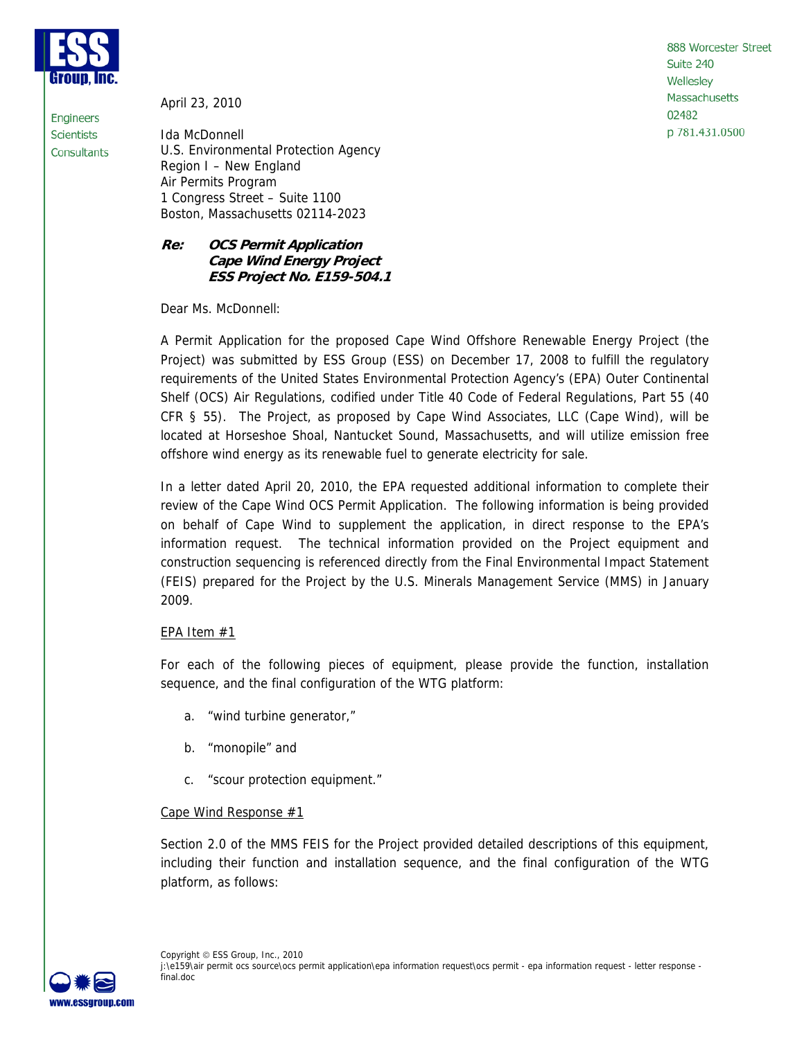888 Worcester Street
Suite 240
Wellesley
Massachusetts
02482
p 781.431.0500

ESS Group, Inc.

Engineers
Scientists
Consultants

April 23, 2010

Ida McDonnell
U.S. Environmental Protection Agency
Region I – New England
Air Permits Program
1 Congress Street – Suite 1100
Boston, Massachusetts 02114-2023

***Re: OCS Permit Application***
***Cape Wind Energy Project***
***ESS Project No. E159-504.1***

Dear Ms. McDonnell:

A Permit Application for the proposed Cape Wind Offshore Renewable Energy Project (the Project) was submitted by ESS Group (ESS) on December 17, 2008 to fulfill the regulatory requirements of the United States Environmental Protection Agency's (EPA) Outer Continental Shelf (OCS) Air Regulations, codified under Title 40 Code of Federal Regulations, Part 55 (40 CFR § 55). The Project, as proposed by Cape Wind Associates, LLC (Cape Wind), will be located at Horseshoe Shoal, Nantucket Sound, Massachusetts, and will utilize emission free offshore wind energy as its renewable fuel to generate electricity for sale.

In a letter dated April 20, 2010, the EPA requested additional information to complete their review of the Cape Wind OCS Permit Application. The following information is being provided on behalf of Cape Wind to supplement the application, in direct response to the EPA's information request. The technical information provided on the Project equipment and construction sequencing is referenced directly from the Final Environmental Impact Statement (FEIS) prepared for the Project by the U.S. Minerals Management Service (MMS) in January 2009.

EPA Item #1

For each of the following pieces of equipment, please provide the function, installation sequence, and the final configuration of the WTG platform:

a. "wind turbine generator,"

b. "monopile" and

c. "scour protection equipment."

Cape Wind Response #1

Section 2.0 of the MMS FEIS for the Project provided detailed descriptions of this equipment, including their function and installation sequence, and the final configuration of the WTG platform, as follows:

Copyright © ESS Group, Inc., 2010
j:\e159\air permit ocs source\ocs permit application\epa information request\ocs permit - epa information request - letter response - final.doc

www.essgroup.com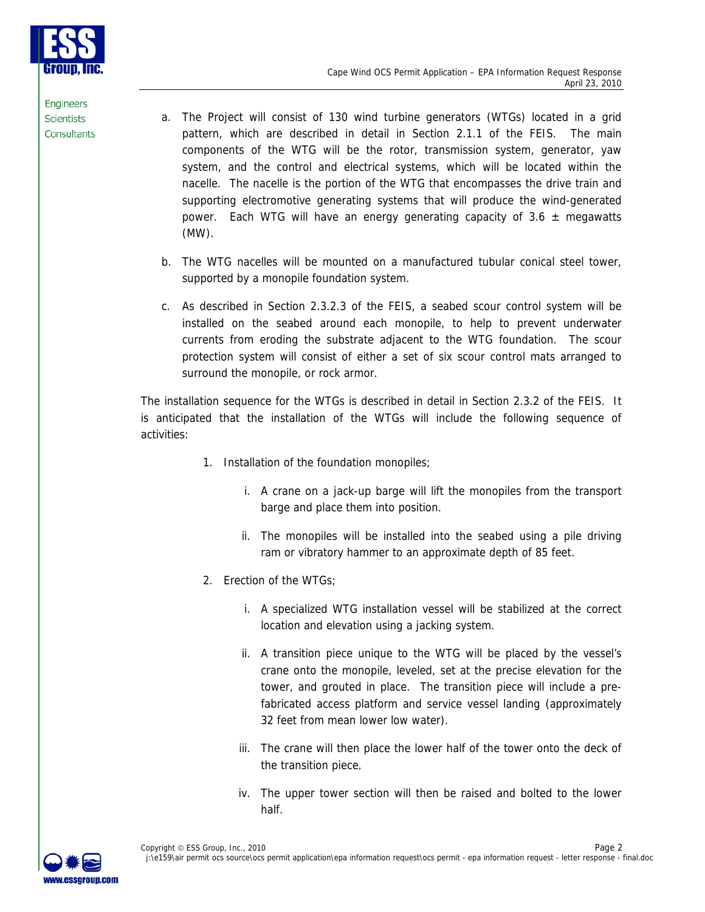a. The Project will consist of 130 wind turbine generators (WTGs) located in a grid pattern, which are described in detail in Section 2.1.1 of the FEIS. The main components of the WTG will be the rotor, transmission system, generator, yaw system, and the control and electrical systems, which will be located within the nacelle. The nacelle is the portion of the WTG that encompasses the drive train and supporting electromotive generating systems that will produce the wind-generated power. Each WTG will have an energy generating capacity of 3.6 ± megawatts (MW).

b. The WTG nacelles will be mounted on a manufactured tubular conical steel tower, supported by a monopile foundation system.

c. As described in Section 2.3.2.3 of the FEIS, a seabed scour control system will be installed on the seabed around each monopile, to help to prevent underwater currents from eroding the substrate adjacent to the WTG foundation. The scour protection system will consist of either a set of six scour control mats arranged to surround the monopile, or rock armor.

The installation sequence for the WTGs is described in detail in Section 2.3.2 of the FEIS. It is anticipated that the installation of the WTGs will include the following sequence of activities:

1. Installation of the foundation monopiles;

   i. A crane on a jack-up barge will lift the monopiles from the transport barge and place them into position.

   ii. The monopiles will be installed into the seabed using a pile driving ram or vibratory hammer to an approximate depth of 85 feet.

2. Erection of the WTGs;

   i. A specialized WTG installation vessel will be stabilized at the correct location and elevation using a jacking system.

   ii. A transition piece unique to the WTG will be placed by the vessel's crane onto the monopile, leveled, set at the precise elevation for the tower, and grouted in place. The transition piece will include a pre-fabricated access platform and service vessel landing (approximately 32 feet from mean lower low water).

   iii. The crane will then place the lower half of the tower onto the deck of the transition piece.

   iv. The upper tower section will then be raised and bolted to the lower half.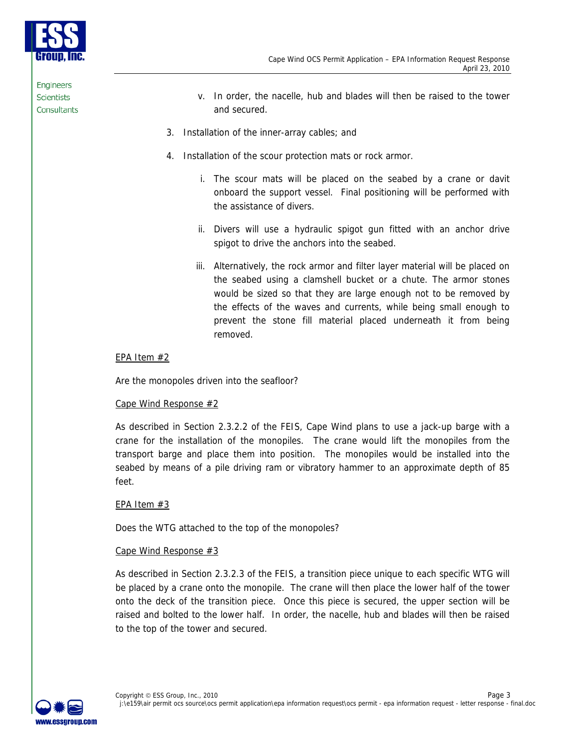v. In order, the nacelle, hub and blades will then be raised to the tower and secured.

3. Installation of the inner-array cables; and

4. Installation of the scour protection mats or rock armor.

   i. The scour mats will be placed on the seabed by a crane or davit onboard the support vessel. Final positioning will be performed with the assistance of divers.

   ii. Divers will use a hydraulic spigot gun fitted with an anchor drive spigot to drive the anchors into the seabed.

   iii. Alternatively, the rock armor and filter layer material will be placed on the seabed using a clamshell bucket or a chute. The armor stones would be sized so that they are large enough not to be removed by the effects of the waves and currents, while being small enough to prevent the stone fill material placed underneath it from being removed.

<u>EPA Item #2</u>

Are the monopoles driven into the seafloor?

<u>Cape Wind Response #2</u>

As described in Section 2.3.2.2 of the FEIS, Cape Wind plans to use a jack-up barge with a crane for the installation of the monopiles. The crane would lift the monopiles from the transport barge and place them into position. The monopiles would be installed into the seabed by means of a pile driving ram or vibratory hammer to an approximate depth of 85 feet.

<u>EPA Item #3</u>

Does the WTG attached to the top of the monopoles?

<u>Cape Wind Response #3</u>

As described in Section 2.3.2.3 of the FEIS, a transition piece unique to each specific WTG will be placed by a crane onto the monopile. The crane will then place the lower half of the tower onto the deck of the transition piece. Once this piece is secured, the upper section will be raised and bolted to the lower half. In order, the nacelle, hub and blades will then be raised to the top of the tower and secured.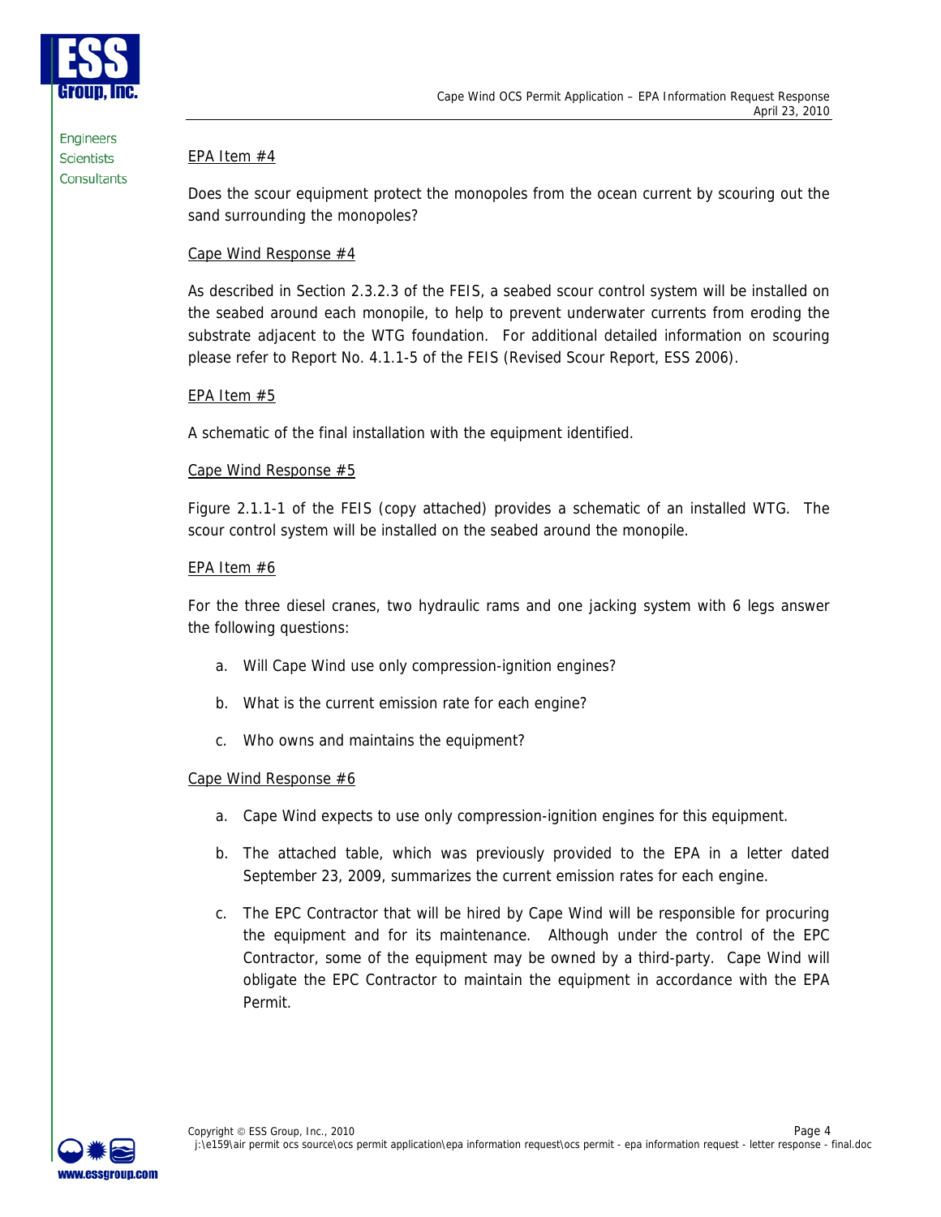<u>EPA Item #4</u>

Does the scour equipment protect the monopoles from the ocean current by scouring out the sand surrounding the monopoles?

<u>Cape Wind Response #4</u>

As described in Section 2.3.2.3 of the FEIS, a seabed scour control system will be installed on the seabed around each monopile, to help to prevent underwater currents from eroding the substrate adjacent to the WTG foundation. For additional detailed information on scouring please refer to Report No. 4.1.1-5 of the FEIS (Revised Scour Report, ESS 2006).

<u>EPA Item #5</u>

A schematic of the final installation with the equipment identified.

<u>Cape Wind Response #5</u>

Figure 2.1.1-1 of the FEIS (copy attached) provides a schematic of an installed WTG. The scour control system will be installed on the seabed around the monopile.

<u>EPA Item #6</u>

For the three diesel cranes, two hydraulic rams and one jacking system with 6 legs answer the following questions:

a. Will Cape Wind use only compression-ignition engines?

b. What is the current emission rate for each engine?

c. Who owns and maintains the equipment?

<u>Cape Wind Response #6</u>

a. Cape Wind expects to use only compression-ignition engines for this equipment.

b. The attached table, which was previously provided to the EPA in a letter dated September 23, 2009, summarizes the current emission rates for each engine.

c. The EPC Contractor that will be hired by Cape Wind will be responsible for procuring the equipment and for its maintenance. Although under the control of the EPC Contractor, some of the equipment may be owned by a third-party. Cape Wind will obligate the EPC Contractor to maintain the equipment in accordance with the EPA Permit.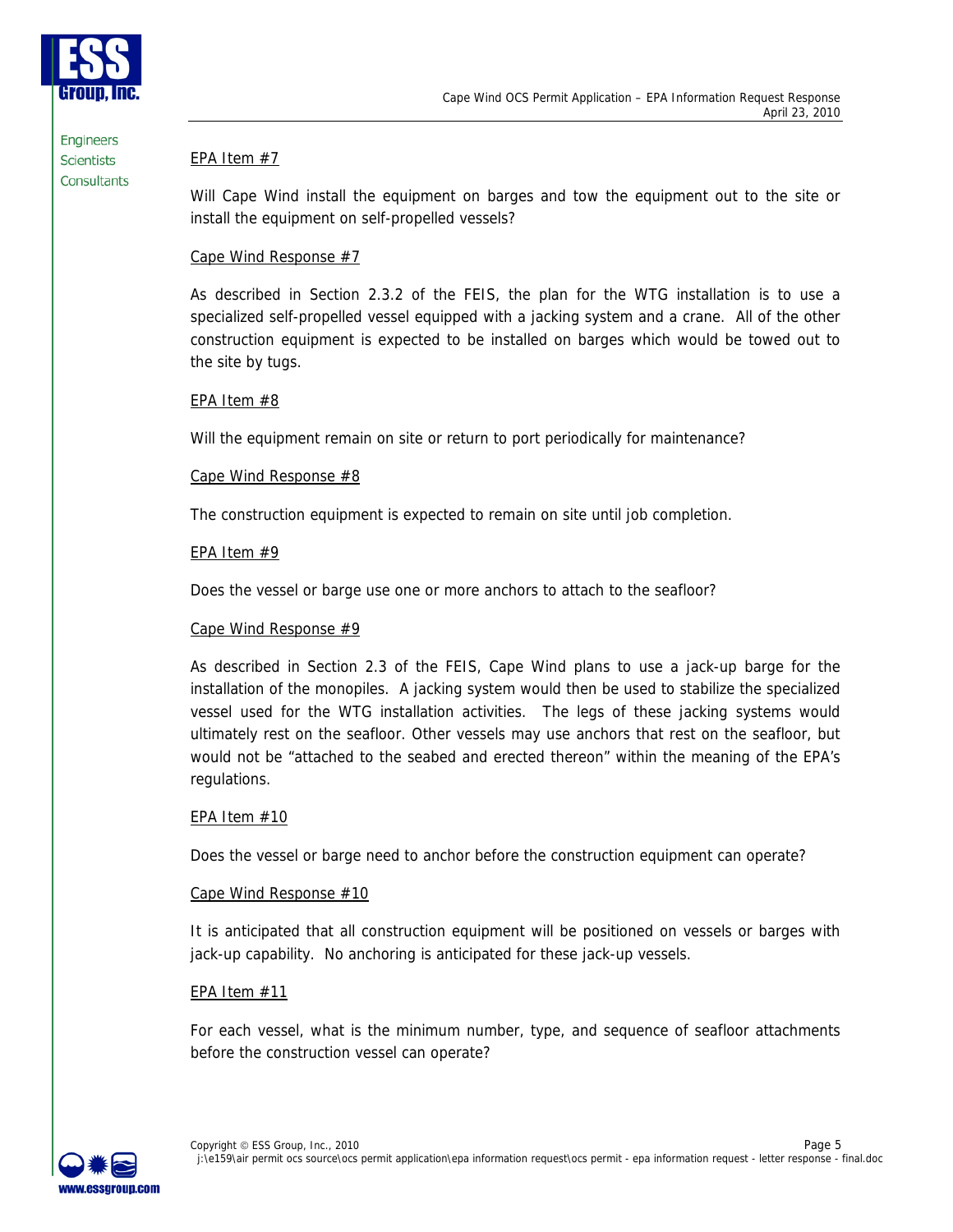EPA Item #7

Will Cape Wind install the equipment on barges and tow the equipment out to the site or install the equipment on self-propelled vessels?

Cape Wind Response #7

As described in Section 2.3.2 of the FEIS, the plan for the WTG installation is to use a specialized self-propelled vessel equipped with a jacking system and a crane. All of the other construction equipment is expected to be installed on barges which would be towed out to the site by tugs.

EPA Item #8

Will the equipment remain on site or return to port periodically for maintenance?

Cape Wind Response #8

The construction equipment is expected to remain on site until job completion.

EPA Item #9

Does the vessel or barge use one or more anchors to attach to the seafloor?

Cape Wind Response #9

As described in Section 2.3 of the FEIS, Cape Wind plans to use a jack-up barge for the installation of the monopiles. A jacking system would then be used to stabilize the specialized vessel used for the WTG installation activities. The legs of these jacking systems would ultimately rest on the seafloor. Other vessels may use anchors that rest on the seafloor, but would not be "attached to the seabed and erected thereon" within the meaning of the EPA's regulations.

EPA Item #10

Does the vessel or barge need to anchor before the construction equipment can operate?

Cape Wind Response #10

It is anticipated that all construction equipment will be positioned on vessels or barges with jack-up capability. No anchoring is anticipated for these jack-up vessels.

EPA Item #11

For each vessel, what is the minimum number, type, and sequence of seafloor attachments before the construction vessel can operate?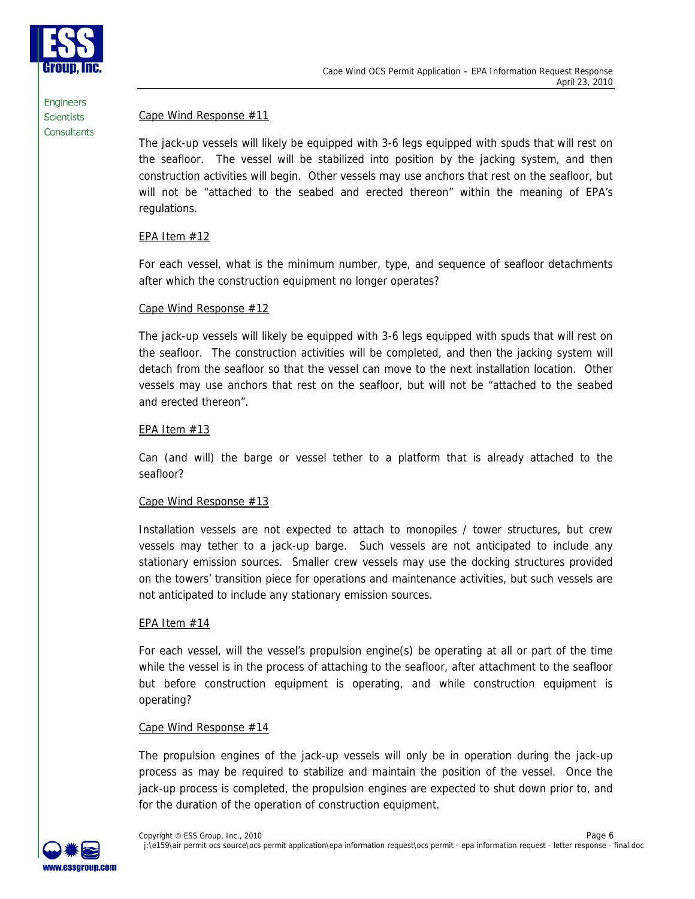Cape Wind Response #11

The jack-up vessels will likely be equipped with 3-6 legs equipped with spuds that will rest on the seafloor. The vessel will be stabilized into position by the jacking system, and then construction activities will begin. Other vessels may use anchors that rest on the seafloor, but will not be "attached to the seabed and erected thereon" within the meaning of EPA's regulations.

EPA Item #12

For each vessel, what is the minimum number, type, and sequence of seafloor detachments after which the construction equipment no longer operates?

Cape Wind Response #12

The jack-up vessels will likely be equipped with 3-6 legs equipped with spuds that will rest on the seafloor. The construction activities will be completed, and then the jacking system will detach from the seafloor so that the vessel can move to the next installation location. Other vessels may use anchors that rest on the seafloor, but will not be "attached to the seabed and erected thereon".

EPA Item #13

Can (and will) the barge or vessel tether to a platform that is already attached to the seafloor?

Cape Wind Response #13

Installation vessels are not expected to attach to monopiles / tower structures, but crew vessels may tether to a jack-up barge. Such vessels are not anticipated to include any stationary emission sources. Smaller crew vessels may use the docking structures provided on the towers' transition piece for operations and maintenance activities, but such vessels are not anticipated to include any stationary emission sources.

EPA Item #14

For each vessel, will the vessel's propulsion engine(s) be operating at all or part of the time while the vessel is in the process of attaching to the seafloor, after attachment to the seafloor but before construction equipment is operating, and while construction equipment is operating?

Cape Wind Response #14

The propulsion engines of the jack-up vessels will only be in operation during the jack-up process as may be required to stabilize and maintain the position of the vessel. Once the jack-up process is completed, the propulsion engines are expected to shut down prior to, and for the duration of the operation of construction equipment.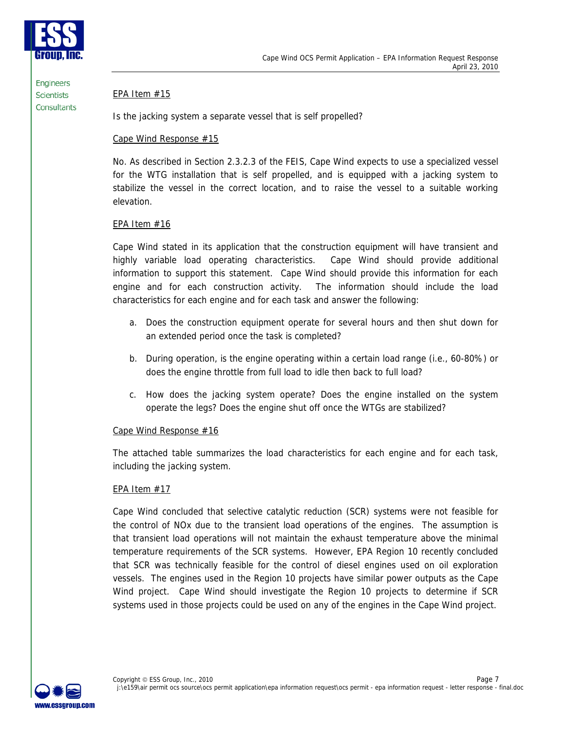EPA Item #15

Is the jacking system a separate vessel that is self propelled?

Cape Wind Response #15

No. As described in Section 2.3.2.3 of the FEIS, Cape Wind expects to use a specialized vessel for the WTG installation that is self propelled, and is equipped with a jacking system to stabilize the vessel in the correct location, and to raise the vessel to a suitable working elevation.

EPA Item #16

Cape Wind stated in its application that the construction equipment will have transient and highly variable load operating characteristics. Cape Wind should provide additional information to support this statement. Cape Wind should provide this information for each engine and for each construction activity. The information should include the load characteristics for each engine and for each task and answer the following:

a. Does the construction equipment operate for several hours and then shut down for an extended period once the task is completed?

b. During operation, is the engine operating within a certain load range (i.e., 60-80%) or does the engine throttle from full load to idle then back to full load?

c. How does the jacking system operate? Does the engine installed on the system operate the legs? Does the engine shut off once the WTGs are stabilized?

Cape Wind Response #16

The attached table summarizes the load characteristics for each engine and for each task, including the jacking system.

EPA Item #17

Cape Wind concluded that selective catalytic reduction (SCR) systems were not feasible for the control of NOx due to the transient load operations of the engines. The assumption is that transient load operations will not maintain the exhaust temperature above the minimal temperature requirements of the SCR systems. However, EPA Region 10 recently concluded that SCR was technically feasible for the control of diesel engines used on oil exploration vessels. The engines used in the Region 10 projects have similar power outputs as the Cape Wind project. Cape Wind should investigate the Region 10 projects to determine if SCR systems used in those projects could be used on any of the engines in the Cape Wind project.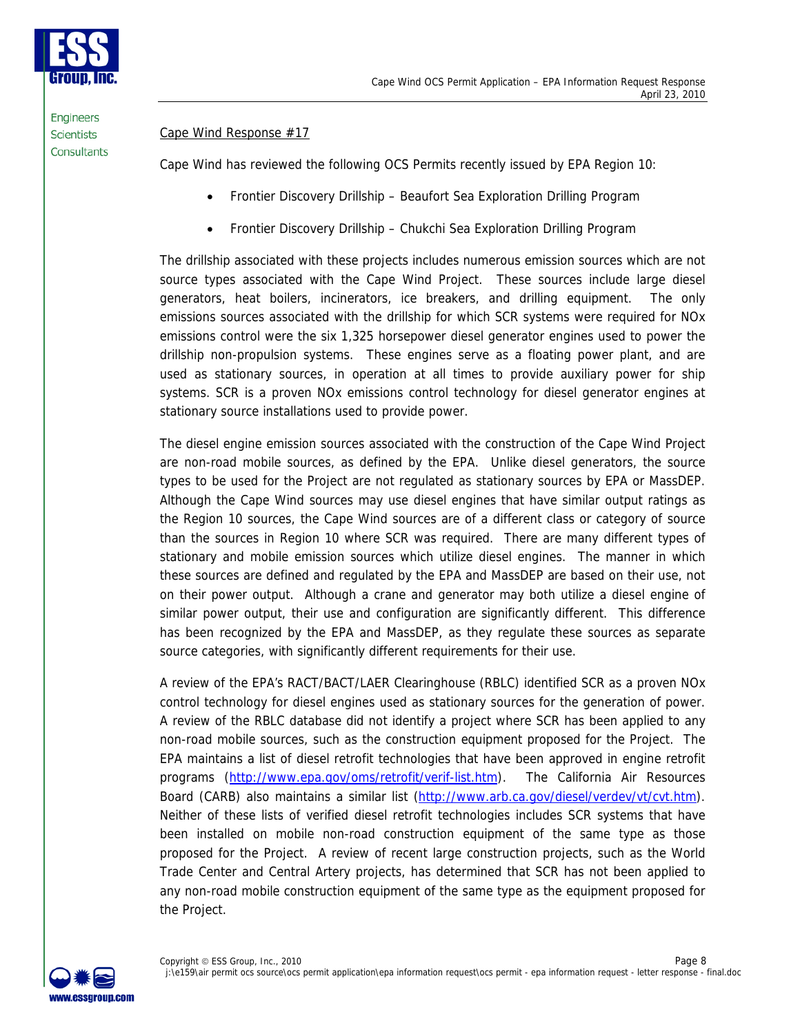Cape Wind Response #17

Cape Wind has reviewed the following OCS Permits recently issued by EPA Region 10:

- Frontier Discovery Drillship – Beaufort Sea Exploration Drilling Program
- Frontier Discovery Drillship – Chukchi Sea Exploration Drilling Program

The drillship associated with these projects includes numerous emission sources which are not source types associated with the Cape Wind Project. These sources include large diesel generators, heat boilers, incinerators, ice breakers, and drilling equipment. The only emissions sources associated with the drillship for which SCR systems were required for NOx emissions control were the six 1,325 horsepower diesel generator engines used to power the drillship non-propulsion systems. These engines serve as a floating power plant, and are used as stationary sources, in operation at all times to provide auxiliary power for ship systems. SCR is a proven NOx emissions control technology for diesel generator engines at stationary source installations used to provide power.

The diesel engine emission sources associated with the construction of the Cape Wind Project are non-road mobile sources, as defined by the EPA. Unlike diesel generators, the source types to be used for the Project are not regulated as stationary sources by EPA or MassDEP. Although the Cape Wind sources may use diesel engines that have similar output ratings as the Region 10 sources, the Cape Wind sources are of a different class or category of source than the sources in Region 10 where SCR was required. There are many different types of stationary and mobile emission sources which utilize diesel engines. The manner in which these sources are defined and regulated by the EPA and MassDEP are based on their use, not on their power output. Although a crane and generator may both utilize a diesel engine of similar power output, their use and configuration are significantly different. This difference has been recognized by the EPA and MassDEP, as they regulate these sources as separate source categories, with significantly different requirements for their use.

A review of the EPA's RACT/BACT/LAER Clearinghouse (RBLC) identified SCR as a proven NOx control technology for diesel engines used as stationary sources for the generation of power. A review of the RBLC database did not identify a project where SCR has been applied to any non-road mobile sources, such as the construction equipment proposed for the Project. The EPA maintains a list of diesel retrofit technologies that have been approved in engine retrofit programs (http://www.epa.gov/oms/retrofit/verif-list.htm). The California Air Resources Board (CARB) also maintains a similar list (http://www.arb.ca.gov/diesel/verdev/vt/cvt.htm). Neither of these lists of verified diesel retrofit technologies includes SCR systems that have been installed on mobile non-road construction equipment of the same type as those proposed for the Project. A review of recent large construction projects, such as the World Trade Center and Central Artery projects, has determined that SCR has not been applied to any non-road mobile construction equipment of the same type as the equipment proposed for the Project.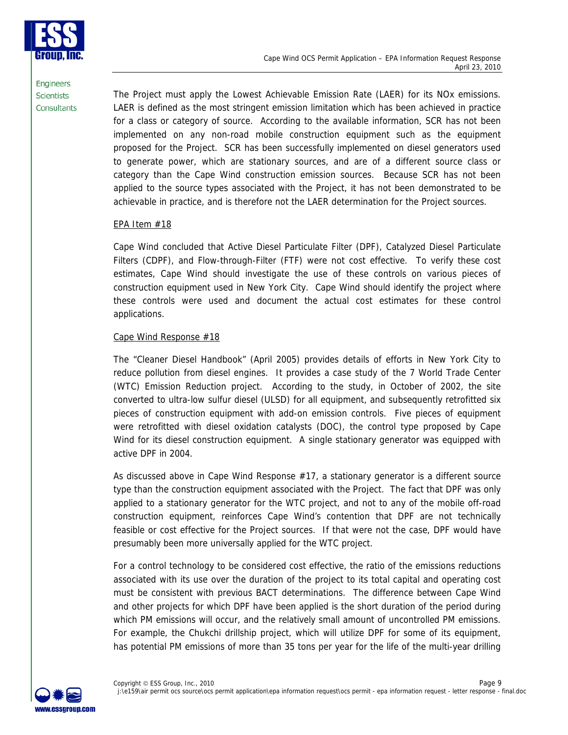The Project must apply the Lowest Achievable Emission Rate (LAER) for its NOx emissions. LAER is defined as the most stringent emission limitation which has been achieved in practice for a class or category of source. According to the available information, SCR has not been implemented on any non-road mobile construction equipment such as the equipment proposed for the Project. SCR has been successfully implemented on diesel generators used to generate power, which are stationary sources, and are of a different source class or category than the Cape Wind construction emission sources. Because SCR has not been applied to the source types associated with the Project, it has not been demonstrated to be achievable in practice, and is therefore not the LAER determination for the Project sources.

EPA Item #18

Cape Wind concluded that Active Diesel Particulate Filter (DPF), Catalyzed Diesel Particulate Filters (CDPF), and Flow-through-Filter (FTF) were not cost effective. To verify these cost estimates, Cape Wind should investigate the use of these controls on various pieces of construction equipment used in New York City. Cape Wind should identify the project where these controls were used and document the actual cost estimates for these control applications.

Cape Wind Response #18

The "Cleaner Diesel Handbook" (April 2005) provides details of efforts in New York City to reduce pollution from diesel engines. It provides a case study of the 7 World Trade Center (WTC) Emission Reduction project. According to the study, in October of 2002, the site converted to ultra-low sulfur diesel (ULSD) for all equipment, and subsequently retrofitted six pieces of construction equipment with add-on emission controls. Five pieces of equipment were retrofitted with diesel oxidation catalysts (DOC), the control type proposed by Cape Wind for its diesel construction equipment. A single stationary generator was equipped with active DPF in 2004.

As discussed above in Cape Wind Response #17, a stationary generator is a different source type than the construction equipment associated with the Project. The fact that DPF was only applied to a stationary generator for the WTC project, and not to any of the mobile off-road construction equipment, reinforces Cape Wind's contention that DPF are not technically feasible or cost effective for the Project sources. If that were not the case, DPF would have presumably been more universally applied for the WTC project.

For a control technology to be considered cost effective, the ratio of the emissions reductions associated with its use over the duration of the project to its total capital and operating cost must be consistent with previous BACT determinations. The difference between Cape Wind and other projects for which DPF have been applied is the short duration of the period during which PM emissions will occur, and the relatively small amount of uncontrolled PM emissions. For example, the Chukchi drillship project, which will utilize DPF for some of its equipment, has potential PM emissions of more than 35 tons per year for the life of the multi-year drilling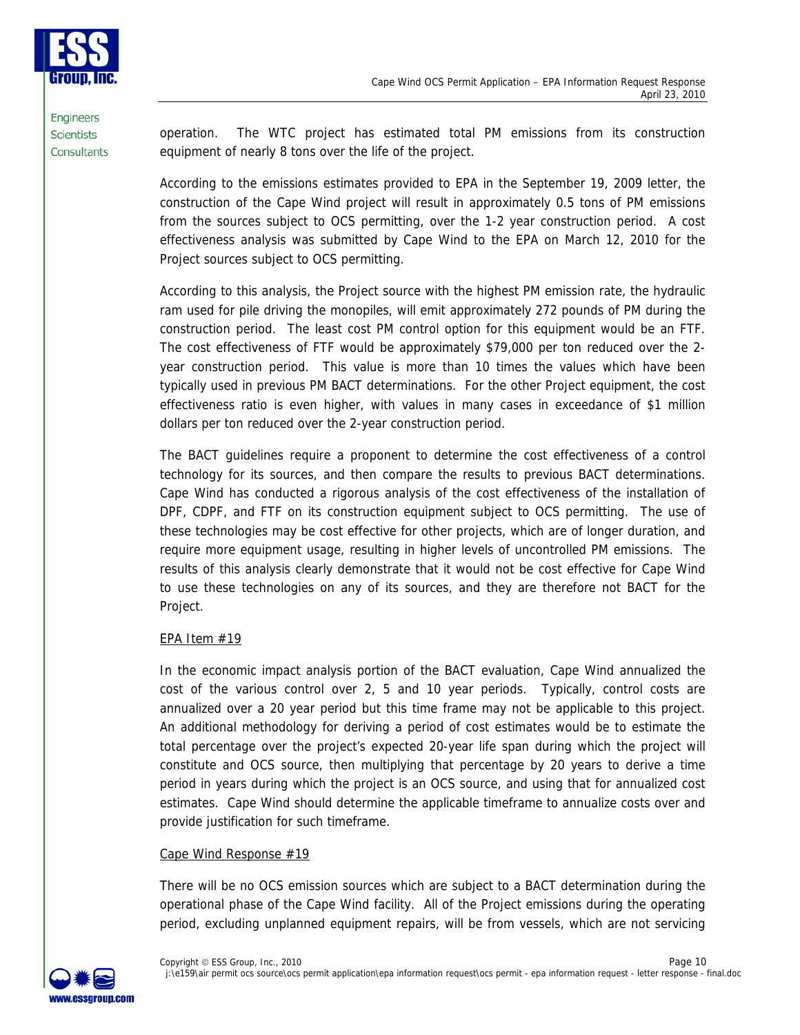operation. The WTC project has estimated total PM emissions from its construction equipment of nearly 8 tons over the life of the project.

According to the emissions estimates provided to EPA in the September 19, 2009 letter, the construction of the Cape Wind project will result in approximately 0.5 tons of PM emissions from the sources subject to OCS permitting, over the 1-2 year construction period. A cost effectiveness analysis was submitted by Cape Wind to the EPA on March 12, 2010 for the Project sources subject to OCS permitting.

According to this analysis, the Project source with the highest PM emission rate, the hydraulic ram used for pile driving the monopiles, will emit approximately 272 pounds of PM during the construction period. The least cost PM control option for this equipment would be an FTF. The cost effectiveness of FTF would be approximately $79,000 per ton reduced over the 2-year construction period. This value is more than 10 times the values which have been typically used in previous PM BACT determinations. For the other Project equipment, the cost effectiveness ratio is even higher, with values in many cases in exceedance of $1 million dollars per ton reduced over the 2-year construction period.

The BACT guidelines require a proponent to determine the cost effectiveness of a control technology for its sources, and then compare the results to previous BACT determinations. Cape Wind has conducted a rigorous analysis of the cost effectiveness of the installation of DPF, CDPF, and FTF on its construction equipment subject to OCS permitting. The use of these technologies may be cost effective for other projects, which are of longer duration, and require more equipment usage, resulting in higher levels of uncontrolled PM emissions. The results of this analysis clearly demonstrate that it would not be cost effective for Cape Wind to use these technologies on any of its sources, and they are therefore not BACT for the Project.

EPA Item #19

In the economic impact analysis portion of the BACT evaluation, Cape Wind annualized the cost of the various control over 2, 5 and 10 year periods. Typically, control costs are annualized over a 20 year period but this time frame may not be applicable to this project. An additional methodology for deriving a period of cost estimates would be to estimate the total percentage over the project's expected 20-year life span during which the project will constitute and OCS source, then multiplying that percentage by 20 years to derive a time period in years during which the project is an OCS source, and using that for annualized cost estimates. Cape Wind should determine the applicable timeframe to annualize costs over and provide justification for such timeframe.

Cape Wind Response #19

There will be no OCS emission sources which are subject to a BACT determination during the operational phase of the Cape Wind facility. All of the Project emissions during the operating period, excluding unplanned equipment repairs, will be from vessels, which are not servicing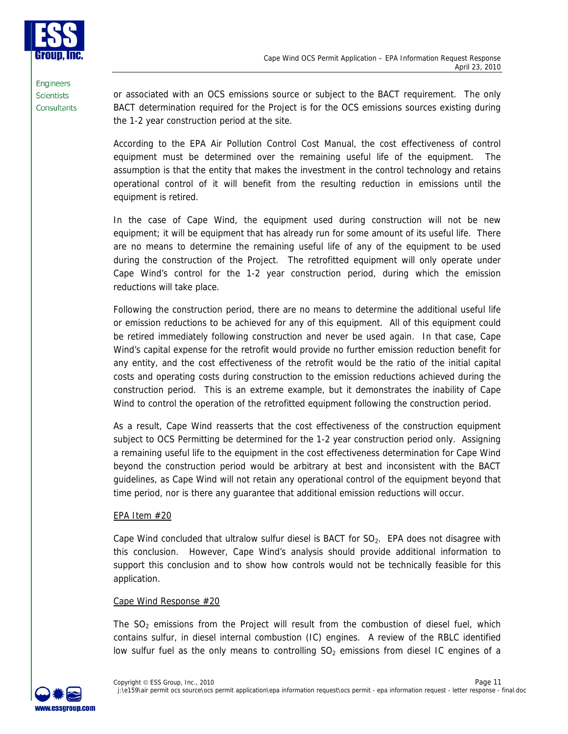or associated with an OCS emissions source or subject to the BACT requirement. The only BACT determination required for the Project is for the OCS emissions sources existing during the 1-2 year construction period at the site.

According to the EPA Air Pollution Control Cost Manual, the cost effectiveness of control equipment must be determined over the remaining useful life of the equipment. The assumption is that the entity that makes the investment in the control technology and retains operational control of it will benefit from the resulting reduction in emissions until the equipment is retired.

In the case of Cape Wind, the equipment used during construction will not be new equipment; it will be equipment that has already run for some amount of its useful life. There are no means to determine the remaining useful life of any of the equipment to be used during the construction of the Project. The retrofitted equipment will only operate under Cape Wind's control for the 1-2 year construction period, during which the emission reductions will take place.

Following the construction period, there are no means to determine the additional useful life or emission reductions to be achieved for any of this equipment. All of this equipment could be retired immediately following construction and never be used again. In that case, Cape Wind's capital expense for the retrofit would provide no further emission reduction benefit for any entity, and the cost effectiveness of the retrofit would be the ratio of the initial capital costs and operating costs during construction to the emission reductions achieved during the construction period. This is an extreme example, but it demonstrates the inability of Cape Wind to control the operation of the retrofitted equipment following the construction period.

As a result, Cape Wind reasserts that the cost effectiveness of the construction equipment subject to OCS Permitting be determined for the 1-2 year construction period only. Assigning a remaining useful life to the equipment in the cost effectiveness determination for Cape Wind beyond the construction period would be arbitrary at best and inconsistent with the BACT guidelines, as Cape Wind will not retain any operational control of the equipment beyond that time period, nor is there any guarantee that additional emission reductions will occur.

EPA Item #20

Cape Wind concluded that ultralow sulfur diesel is BACT for $SO_2$. EPA does not disagree with this conclusion. However, Cape Wind's analysis should provide additional information to support this conclusion and to show how controls would not be technically feasible for this application.

Cape Wind Response #20

The $SO_2$ emissions from the Project will result from the combustion of diesel fuel, which contains sulfur, in diesel internal combustion (IC) engines. A review of the RBLC identified low sulfur fuel as the only means to controlling $SO_2$ emissions from diesel IC engines of a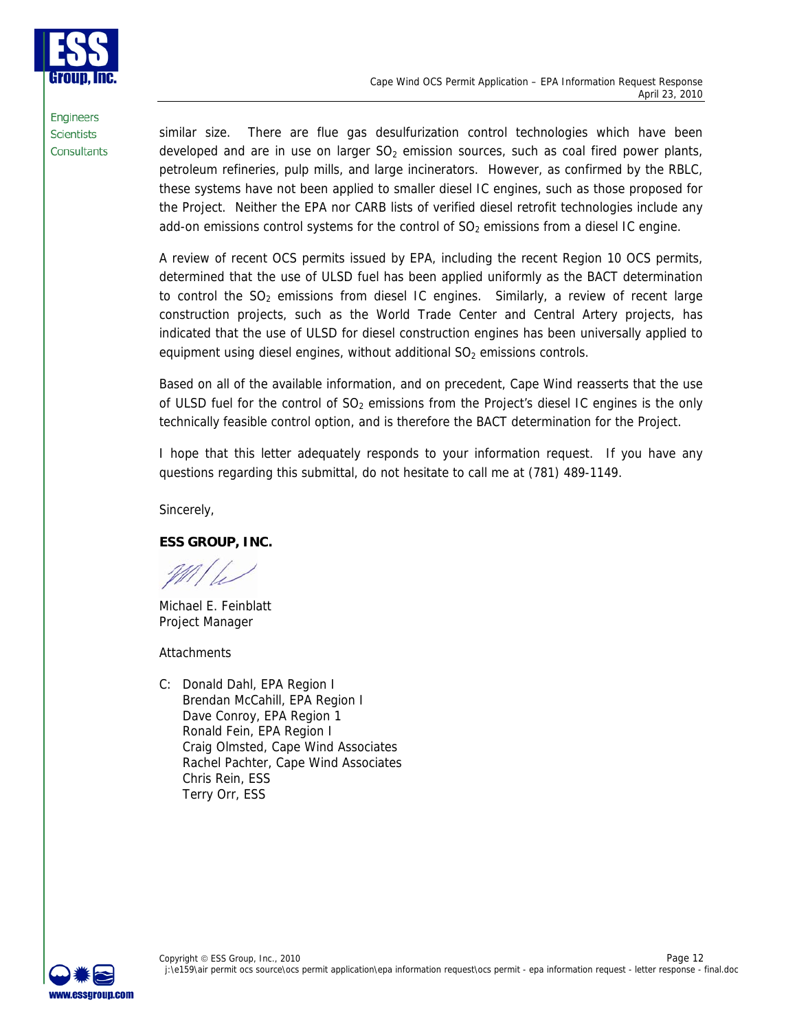similar size. There are flue gas desulfurization control technologies which have been developed and are in use on larger $SO_2$ emission sources, such as coal fired power plants, petroleum refineries, pulp mills, and large incinerators. However, as confirmed by the RBLC, these systems have not been applied to smaller diesel IC engines, such as those proposed for the Project. Neither the EPA nor CARB lists of verified diesel retrofit technologies include any add-on emissions control systems for the control of $SO_2$ emissions from a diesel IC engine.

A review of recent OCS permits issued by EPA, including the recent Region 10 OCS permits, determined that the use of ULSD fuel has been applied uniformly as the BACT determination to control the $SO_2$ emissions from diesel IC engines. Similarly, a review of recent large construction projects, such as the World Trade Center and Central Artery projects, has indicated that the use of ULSD for diesel construction engines has been universally applied to equipment using diesel engines, without additional $SO_2$ emissions controls.

Based on all of the available information, and on precedent, Cape Wind reasserts that the use of ULSD fuel for the control of $SO_2$ emissions from the Project's diesel IC engines is the only technically feasible control option, and is therefore the BACT determination for the Project.

I hope that this letter adequately responds to your information request. If you have any questions regarding this submittal, do not hesitate to call me at (781) 489-1149.

Sincerely,

**ESS GROUP, INC.**

Michael E. Feinblatt
Project Manager

Attachments

C: Donald Dahl, EPA Region I
Brendan McCahill, EPA Region I
Dave Conroy, EPA Region 1
Ronald Fein, EPA Region I
Craig Olmsted, Cape Wind Associates
Rachel Pachter, Cape Wind Associates
Chris Rein, ESS
Terry Orr, ESS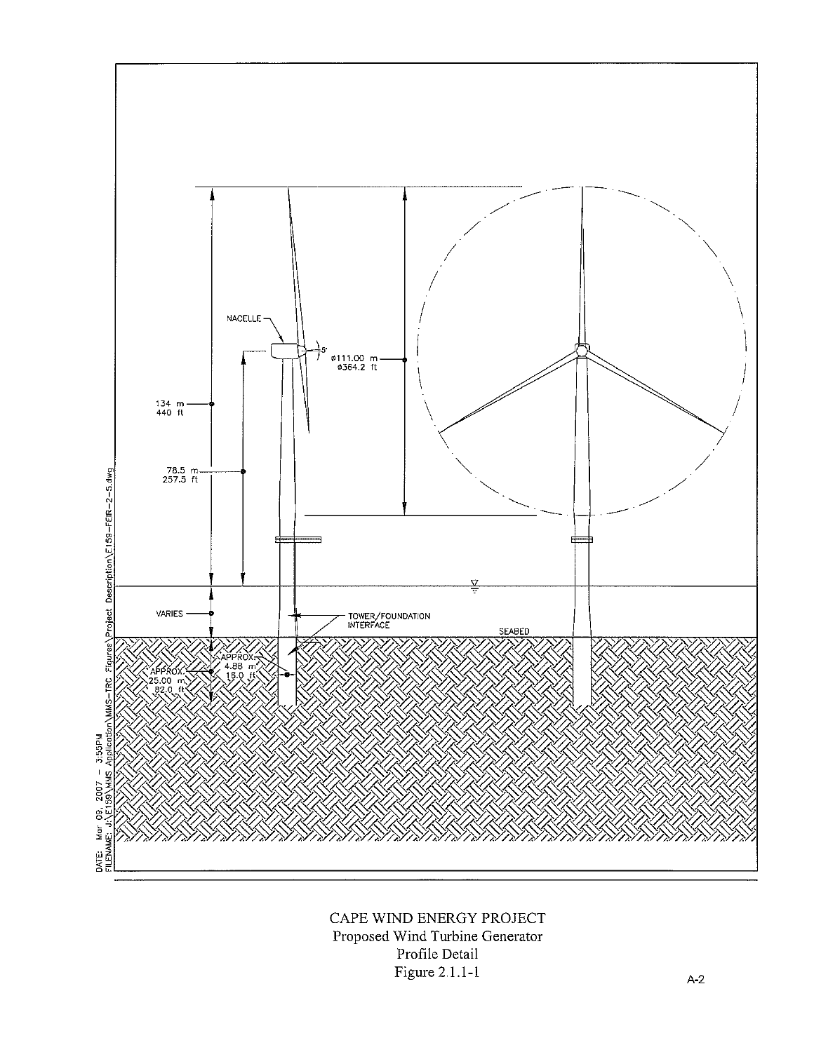NACELLE

5°

ø111.00 m
ø364.2 ft

134 m
440 ft

78.5 m
257.5 ft

VARIES

TOWER/FOUNDATION INTERFACE

SEABED

APPROX. 4.88 m
16.0 ft

APPROX. 25.00 m
82.0 ft

DATE: Mar 09, 2007 - 3:55PM
FILENAME: J:\E159\MMS Application\MMS-TRC Figures\Project Description\E159-FEIR-2-5.dwg

CAPE WIND ENERGY PROJECT
Proposed Wind Turbine Generator
Profile Detail
Figure 2.1.1-1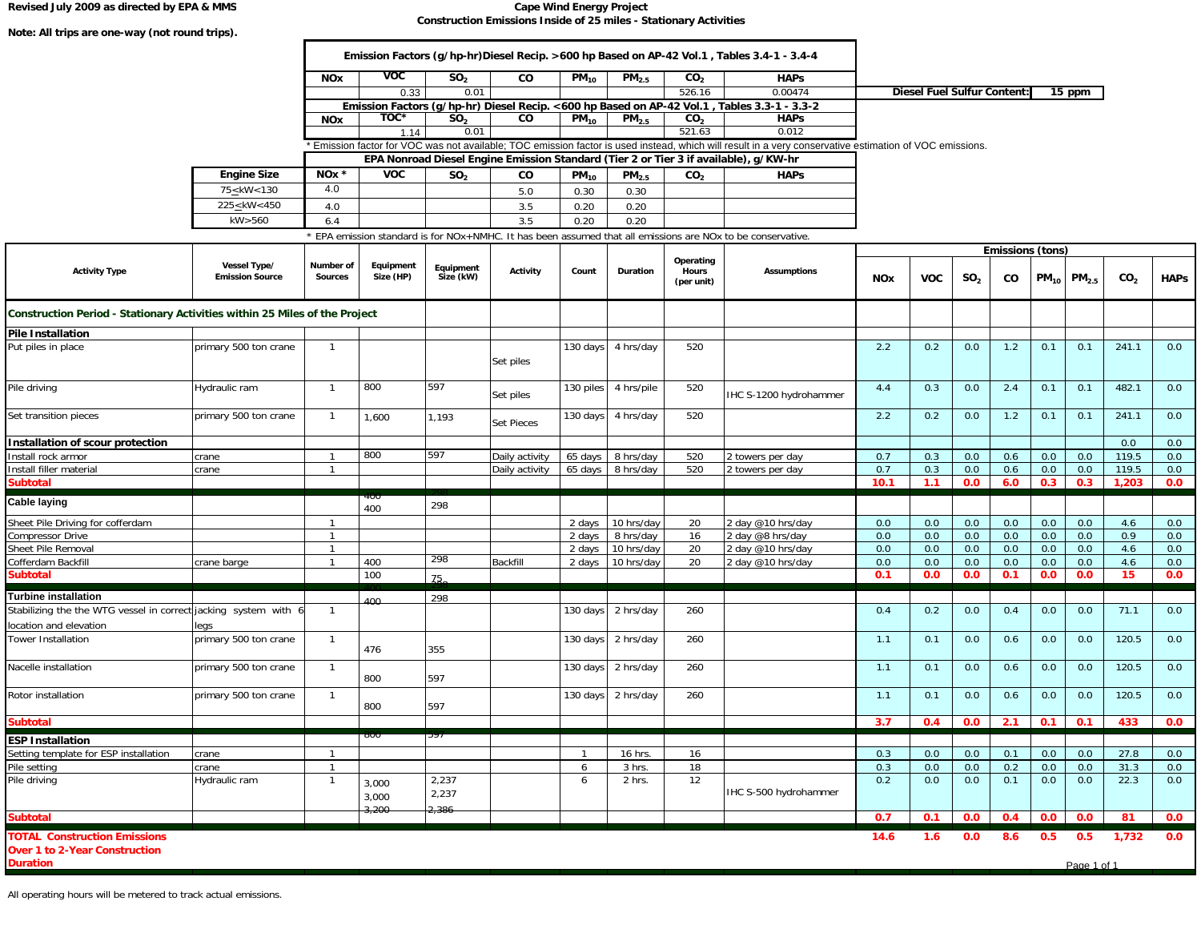**Revised July 2009 as directed by EPA & MMS**

**Note: All trips are one-way (not round trips).**

**Cape Wind Energy Project**
**Construction Emissions Inside of 25 miles - Stationary Activities**

| Emission Factors (g/hp-hr)Diesel Recip. >600 hp Based on AP-42 Vol.1 , Tables 3.4-1 - 3.4-4 | | | | | | | |
|---|---|---|---|---|---|---|---|
| NOx | VOC | $SO_2$ | CO | $PM_{10}$ | $PM_{2.5}$ | $CO_2$ | HAPs |
| | 0.33 | 0.01 | | | | 526.16 | 0.00474 |

**Diesel Fuel Sulfur Content:** 15 ppm

| Emission Factors (g/hp-hr) Diesel Recip. <600 hp Based on AP-42 Vol.1 , Tables 3.3-1 - 3.3-2 | | | | | | | |
|---|---|---|---|---|---|---|---|
| NOx | TOC* | $SO_2$ | CO | $PM_{10}$ | $PM_{2.5}$ | $CO_2$ | HAPs |
| | 1.14 | 0.01 | | | | 521.63 | 0.012 |

* Emission factor for VOC was not available; TOC emission factor is used instead, which will result in a very conservative estimation of VOC emissions.

| Engine Size | EPA Nonroad Diesel Engine Emission Standard (Tier 2 or Tier 3 if available), g/KW-hr | | | | | | | |
|---|---|---|---|---|---|---|---|---|
| | NOx * | VOC | $SO_2$ | CO | $PM_{10}$ | $PM_{2.5}$ | $CO_2$ | HAPs |
| 75≤kW<130 | 4.0 | | | 5.0 | 0.30 | 0.30 | | |
| 225≤kW<450 | 4.0 | | | 3.5 | 0.20 | 0.20 | | |
| kW>560 | 6.4 | | | 3.5 | 0.20 | 0.20 | | |

* EPA emission standard is for NOx+NMHC. It has been assumed that all emissions are NOx to be conservative.

| Activity Type | Vessel Type/ Emission Source | Number of Sources | Equipment Size (HP) | Equipment Size (kW) | Activity | Count | Duration | Operating Hours (per unit) | Assumptions | Emissions (tons) | | | | | | | |
|---|---|---|---|---|---|---|---|---|---|---|---|---|---|---|---|---|---|
| | | | | | | | | | | NOx | VOC | $SO_2$ | CO | $PM_{10}$ | $PM_{2.5}$ | $CO_2$ | HAPs |
| **Construction Period - Stationary Activities within 25 Miles of the Project** | | | | | | | | | | | | | | | | | |
| **Pile Installation** | | | | | | | | | | | | | | | | | |
| Put piles in place | primary 500 ton crane | 1 | | | Set piles | 130 days | 4 hrs/day | 520 | | 2.2 | 0.2 | 0.0 | 1.2 | 0.1 | 0.1 | 241.1 | 0.0 |
| Pile driving | Hydraulic ram | 1 | 800 | 597 | Set piles | 130 piles | 4 hrs/pile | 520 | IHC S-1200 hydrohammer | 4.4 | 0.3 | 0.0 | 2.4 | 0.1 | 0.1 | 482.1 | 0.0 |
| Set transition pieces | primary 500 ton crane | 1 | 1,600 | 1,193 | Set Pieces | 130 days | 4 hrs/day | 520 | | 2.2 | 0.2 | 0.0 | 1.2 | 0.1 | 0.1 | 241.1 | 0.0 |
| **Installation of scour protection** | | | | | | | | | | | | | | | | 0.0 | 0.0 |
| Install rock armor | crane | 1 | 800 | 597 | Daily activity | 65 days | 8 hrs/day | 520 | 2 towers per day | 0.7 | 0.3 | 0.0 | 0.6 | 0.0 | 0.0 | 119.5 | 0.0 |
| Install filler material | crane | 1 | | | Daily activity | 65 days | 8 hrs/day | 520 | 2 towers per day | 0.7 | 0.3 | 0.0 | 0.6 | 0.0 | 0.0 | 119.5 | 0.0 |
| **Subtotal** | | | | | | | | | | **10.1** | **1.1** | **0.0** | **6.0** | **0.3** | **0.3** | **1,203** | **0.0** |
| **Cable laying** | | | 400 | 298 | | | | | | | | | | | | | |
| Sheet Pile Driving for cofferdam | | 1 | | | | 2 days | 10 hrs/day | 20 | 2 day @10 hrs/day | 0.0 | 0.0 | 0.0 | 0.0 | 0.0 | 0.0 | 4.6 | 0.0 |
| Compressor Drive | | 1 | | | | 2 days | 8 hrs/day | 16 | 2 day @8 hrs/day | 0.0 | 0.0 | 0.0 | 0.0 | 0.0 | 0.0 | 0.9 | 0.0 |
| Sheet Pile Removal | | 1 | | | | 2 days | 10 hrs/day | 20 | 2 day @10 hrs/day | 0.0 | 0.0 | 0.0 | 0.0 | 0.0 | 0.0 | 4.6 | 0.0 |
| Cofferdam Backfill | crane barge | 1 | 400 | 298 | Backfill | 2 days | 10 hrs/day | 20 | 2 day @10 hrs/day | 0.0 | 0.0 | 0.0 | 0.0 | 0.0 | 0.0 | 4.6 | 0.0 |
| **Subtotal** | | | 100 | 75 | | | | | | **0.1** | **0.0** | **0.0** | **0.1** | **0.0** | **0.0** | **15** | **0.0** |
| **Turbine installation** | | | 400 | 298 | | | | | | | | | | | | | |
| Stabilizing the the WTG vessel in correct location and elevation | jacking system with 6 legs | 1 | | | | 130 days | 2 hrs/day | 260 | | 0.4 | 0.2 | 0.0 | 0.4 | 0.0 | 0.0 | 71.1 | 0.0 |
| Tower Installation | primary 500 ton crane | 1 | 476 | 355 | | 130 days | 2 hrs/day | 260 | | 1.1 | 0.1 | 0.0 | 0.6 | 0.0 | 0.0 | 120.5 | 0.0 |
| Nacelle installation | primary 500 ton crane | 1 | 800 | 597 | | 130 days | 2 hrs/day | 260 | | 1.1 | 0.1 | 0.0 | 0.6 | 0.0 | 0.0 | 120.5 | 0.0 |
| Rotor installation | primary 500 ton crane | 1 | 800 | 597 | | 130 days | 2 hrs/day | 260 | | 1.1 | 0.1 | 0.0 | 0.6 | 0.0 | 0.0 | 120.5 | 0.0 |
| **Subtotal** | | | | | | | | | | **3.7** | **0.4** | **0.0** | **2.1** | **0.1** | **0.1** | **433** | **0.0** |
| **ESP Installation** | | | 800 | 597 | | | | | | | | | | | | | |
| Setting template for ESP installation | crane | 1 | | | | 1 | 16 hrs. | 16 | | 0.3 | 0.0 | 0.0 | 0.1 | 0.0 | 0.0 | 27.8 | 0.0 |
| Pile setting | crane | 1 | | | | 6 | 3 hrs. | 18 | | 0.3 | 0.0 | 0.0 | 0.2 | 0.0 | 0.0 | 31.3 | 0.0 |
| Pile driving | Hydraulic ram | 1 | 3,000<br>3,000<br>3,200 | 2,237<br>2,237<br>2,386 | | 6 | 2 hrs. | 12 | IHC S-500 hydrohammer | 0.2 | 0.0 | 0.0 | 0.1 | 0.0 | 0.0 | 22.3 | 0.0 |
| **Subtotal** | | | | | | | | | | **0.7** | **0.1** | **0.0** | **0.4** | **0.0** | **0.0** | **81** | **0.0** |
| **TOTAL Construction Emissions Over 1 to 2-Year Construction Duration** | | | | | | | | | | **14.6** | **1.6** | **0.0** | **8.6** | **0.5** | **0.5** | **1,732** | **0.0** |

All operating hours will be metered to track actual emissions.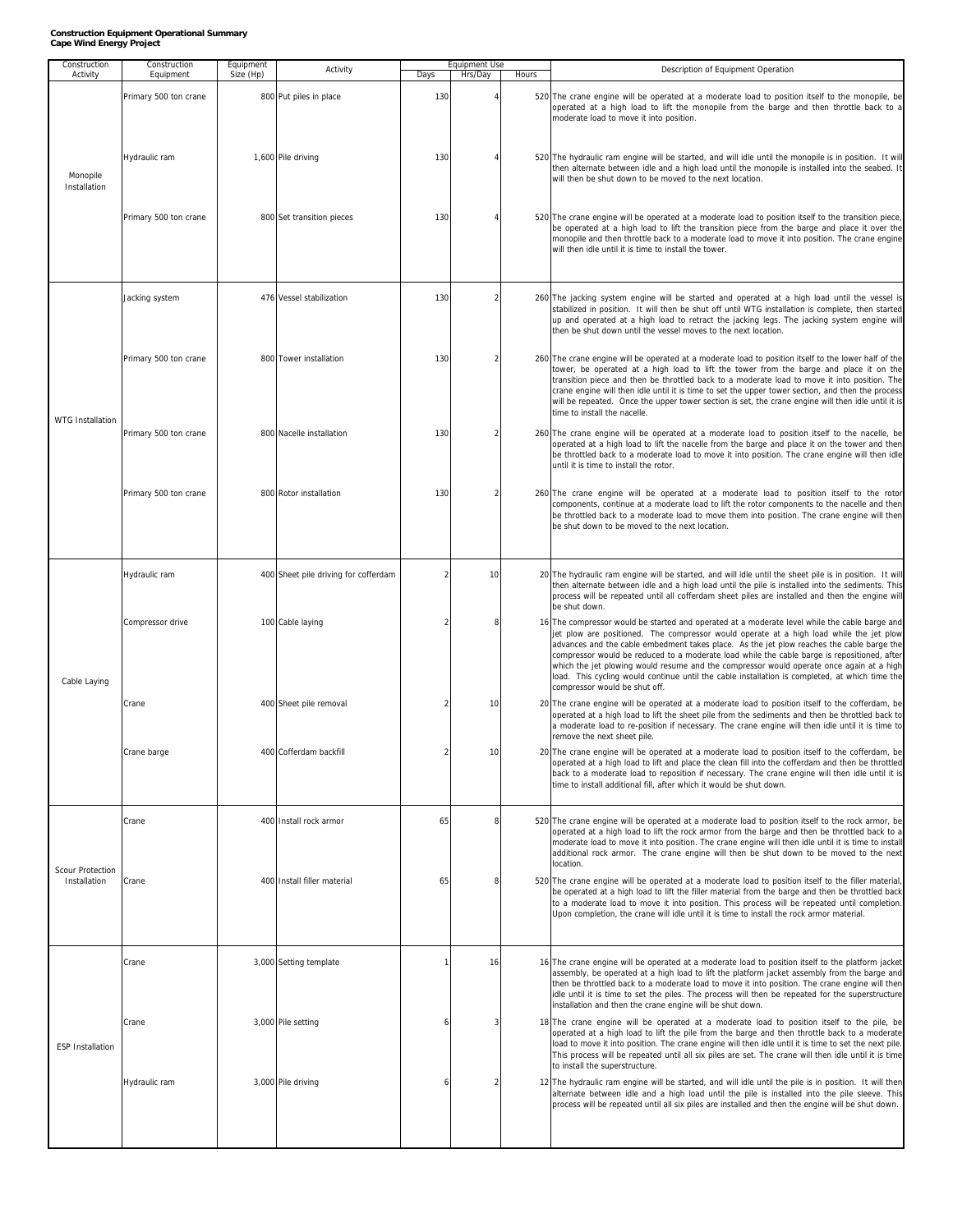**Construction Equipment Operational Summary**
**Cape Wind Energy Project**

| Construction Activity | Construction Equipment | Equipment Size (Hp) | Activity | Equipment Use | | | Description of Equipment Operation |
|---|---|---|---|---|---|---|---|
| | | | | Days | Hrs/Day | Hours | |
| Monopile Installation | Primary 500 ton crane | 800 | Put piles in place | 130 | 4 | 520 | The crane engine will be operated at a moderate load to position itself to the monopile, be operated at a high load to lift the monopile from the barge and then throttle back to a moderate load to move it into position. |
| | Hydraulic ram | 1,600 | Pile driving | 130 | 4 | 520 | The hydraulic ram engine will be started, and will idle until the monopile is in position. It will then alternate between idle and a high load until the monopile is installed into the seabed. It will then be shut down to be moved to the next location. |
| | Primary 500 ton crane | 800 | Set transition pieces | 130 | 4 | 520 | The crane engine will be operated at a moderate load to position itself to the transition piece, be operated at a high load to lift the transition piece from the barge and place it over the monopile and then throttle back to a moderate load to move it into position. The crane engine will then idle until it is time to install the tower. |
| WTG Installation | Jacking system | 476 | Vessel stabilization | 130 | 2 | 260 | The jacking system engine will be started and operated at a high load until the vessel is stabilized in position. It will then be shut off until WTG installation is complete, then started up and operated at a high load to retract the jacking legs. The jacking system engine will then be shut down until the vessel moves to the next location. |
| | Primary 500 ton crane | 800 | Tower installation | 130 | 2 | 260 | The crane engine will be operated at a moderate load to position itself to the lower half of the tower, be operated at a high load to lift the tower from the barge and place it on the transition piece and then be throttled back to a moderate load to move it into position. The crane engine will then idle until it is time to set the upper tower section, and then the process will be repeated. Once the upper tower section is set, the crane engine will then idle until it is time to install the nacelle. |
| | Primary 500 ton crane | 800 | Nacelle installation | 130 | 2 | 260 | The crane engine will be operated at a moderate load to position itself to the nacelle, be operated at a high load to lift the nacelle from the barge and place it on the tower and then be throttled back to a moderate load to move it into position. The crane engine will then idle until it is time to install the rotor. |
| | Primary 500 ton crane | 800 | Rotor installation | 130 | 2 | 260 | The crane engine will be operated at a moderate load to position itself to the rotor components, continue at a moderate load to lift the rotor components to the nacelle and then be throttled back to a moderate load to move them into position. The crane engine will then be shut down to be moved to the next location. |
| Cable Laying | Hydraulic ram | 400 | Sheet pile driving for cofferdam | 2 | 10 | 20 | The hydraulic ram engine will be started, and will idle until the sheet pile is in position. It will then alternate between idle and a high load until the pile is installed into the sediments. This process will be repeated until all cofferdam sheet piles are installed and then the engine will be shut down. |
| | Compressor drive | 100 | Cable laying | 2 | 8 | 16 | The compressor would be started and operated at a moderate level while the cable barge and jet plow are positioned. The compressor would operate at a high load while the jet plow advances and the cable embedment takes place. As the jet plow reaches the cable barge the compressor would be reduced to a moderate load while the cable barge is repositioned, after which the jet plowing would resume and the compressor would operate once again at a high load. This cycling would continue until the cable installation is completed, at which time the compressor would be shut off. |
| | Crane | 400 | Sheet pile removal | 2 | 10 | 20 | The crane engine will be operated at a moderate load to position itself to the cofferdam, be operated at a high load to lift the sheet pile from the sediments and then be throttled back to a moderate load to re-position if necessary. The crane engine will then idle until it is time to remove the next sheet pile. |
| | Crane barge | 400 | Cofferdam backfill | 2 | 10 | 20 | The crane engine will be operated at a moderate load to position itself to the cofferdam, be operated at a high load to lift and place the clean fill into the cofferdam and then be throttled back to a moderate load to reposition if necessary. The crane engine will then idle until it is time to install additional fill, after which it would be shut down. |
| Scour Protection Installation | Crane | 400 | Install rock armor | 65 | 8 | 520 | The crane engine will be operated at a moderate load to position itself to the rock armor, be operated at a high load to lift the rock armor from the barge and then be throttled back to a moderate load to move it into position. The crane engine will then idle until it is time to install additional rock armor. The crane engine will then be shut down to be moved to the next location. |
| | Crane | 400 | Install filler material | 65 | 8 | 520 | The crane engine will be operated at a moderate load to position itself to the filler material, be operated at a high load to lift the filler material from the barge and then be throttled back to a moderate load to move it into position. This process will be repeated until completion. Upon completion, the crane will idle until it is time to install the rock armor material. |
| ESP Installation | Crane | 3,000 | Setting template | 1 | 16 | 16 | The crane engine will be operated at a moderate load to position itself to the platform jacket assembly, be operated at a high load to lift the platform jacket assembly from the barge and then be throttled back to a moderate load to move it into position. The crane engine will then idle until it is time to set the piles. The process will then be repeated for the superstructure installation and then the crane engine will be shut down. |
| | Crane | 3,000 | Pile setting | 6 | 3 | 18 | The crane engine will be operated at a moderate load to position itself to the pile, be operated at a high load to lift the pile from the barge and then throttle back to a moderate load to move it into position. The crane engine will then idle until it is time to set the next pile. This process will be repeated until all six piles are set. The crane will then idle until it is time to install the superstructure. |
| | Hydraulic ram | 3,000 | Pile driving | 6 | 2 | 12 | The hydraulic ram engine will be started, and will idle until the pile is in position. It will then alternate between idle and a high load until the pile is installed into the pile sleeve. This process will be repeated until all six piles are installed and then the engine will be shut down. |